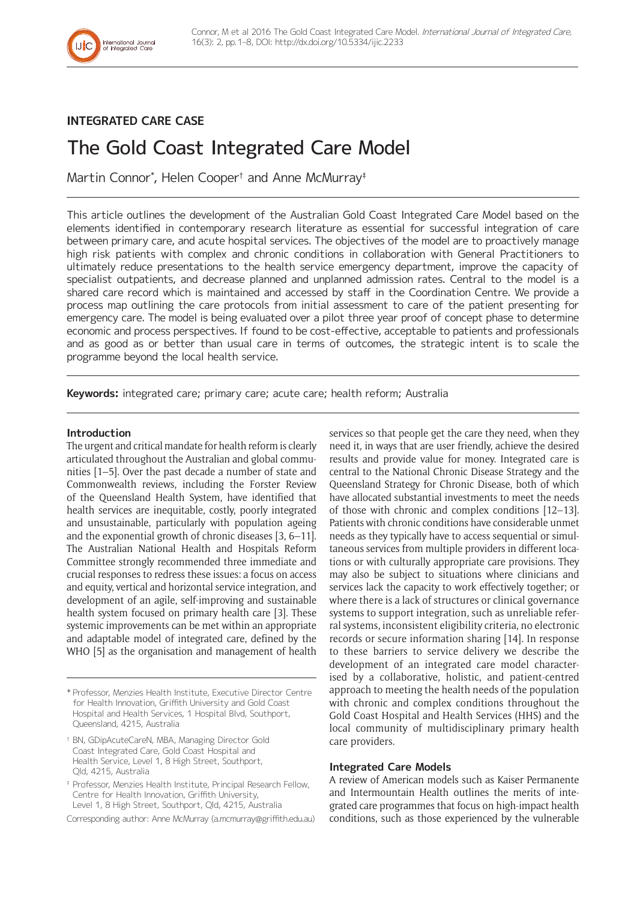INTEGRATED CARE CASE

# The Gold Coast Integrated Care Model

Martin Connor[*], Helen Cooper[†] and Anne McMurray[‡]

This article outlines the development of the Australian Gold Coast Integrated Care Model based on the elements identified in contemporary research literature as essential for successful integration of care between primary care, and acute hospital services. The objectives of the model are to proactively manage high risk patients with complex and chronic conditions in collaboration with General Practitioners to ultimately reduce presentations to the health service emergency department, improve the capacity of specialist outpatients, and decrease planned and unplanned admission rates. Central to the model is a shared care record which is maintained and accessed by staff in the Coordination Centre. We provide a process map outlining the care protocols from initial assessment to care of the patient presenting for emergency care. The model is being evaluated over a pilot three year proof of concept phase to determine economic and process perspectives. If found to be cost-effective, acceptable to patients and professionals and as good as or better than usual care in terms of outcomes, the strategic intent is to scale the programme beyond the local health service.

**Keywords:** integrated care; primary care; acute care; health reform; Australia

## Introduction

The urgent and critical mandate for health reform is clearly articulated throughout the Australian and global communities [1–5]. Over the past decade a number of state and Commonwealth reviews, including the Forster Review of the Queensland Health System, have identified that health services are inequitable, costly, poorly integrated and unsustainable, particularly with population ageing and the exponential growth of chronic diseases [3, 6–11]. The Australian National Health and Hospitals Reform Committee strongly recommended three immediate and crucial responses to redress these issues: a focus on access and equity, vertical and horizontal service integration, and development of an agile, self-improving and sustainable health system focused on primary health care [3]. These systemic improvements can be met within an appropriate and adaptable model of integrated care, defined by the WHO [5] as the organisation and management of health services so that people get the care they need, when they need it, in ways that are user friendly, achieve the desired results and provide value for money. Integrated care is central to the National Chronic Disease Strategy and the Queensland Strategy for Chronic Disease, both of which have allocated substantial investments to meet the needs of those with chronic and complex conditions [12–13]. Patients with chronic conditions have considerable unmet needs as they typically have to access sequential or simultaneous services from multiple providers in different locations or with culturally appropriate care provisions. They may also be subject to situations where clinicians and services lack the capacity to work effectively together; or where there is a lack of structures or clinical governance systems to support integration, such as unreliable referral systems, inconsistent eligibility criteria, no electronic records or secure information sharing [14]. In response to these barriers to service delivery we describe the development of an integrated care model characterised by a collaborative, holistic, and patient-centred approach to meeting the health needs of the population with chronic and complex conditions throughout the Gold Coast Hospital and Health Services (HHS) and the local community of multidisciplinary primary health care providers.

## Integrated Care Models

A review of American models such as Kaiser Permanente and Intermountain Health outlines the merits of integrated care programmes that focus on high-impact health conditions, such as those experienced by the vulnerable

[*] Professor, Menzies Health Institute, Executive Director Centre for Health Innovation, Griffith University and Gold Coast Hospital and Health Services, 1 Hospital Blvd, Southport, Queensland, 4215, Australia

[†] BN, GDipAcuteCareN, MBA, Managing Director Gold Coast Integrated Care, Gold Coast Hospital and Health Service, Level 1, 8 High Street, Southport, Qld, 4215, Australia

[‡] Professor, Menzies Health Institute, Principal Research Fellow, Centre for Health Innovation, Griffith University, Level 1, 8 High Street, Southport, Qld, 4215, Australia

Corresponding author: Anne McMurray (a.mcmurray@griffith.edu.au)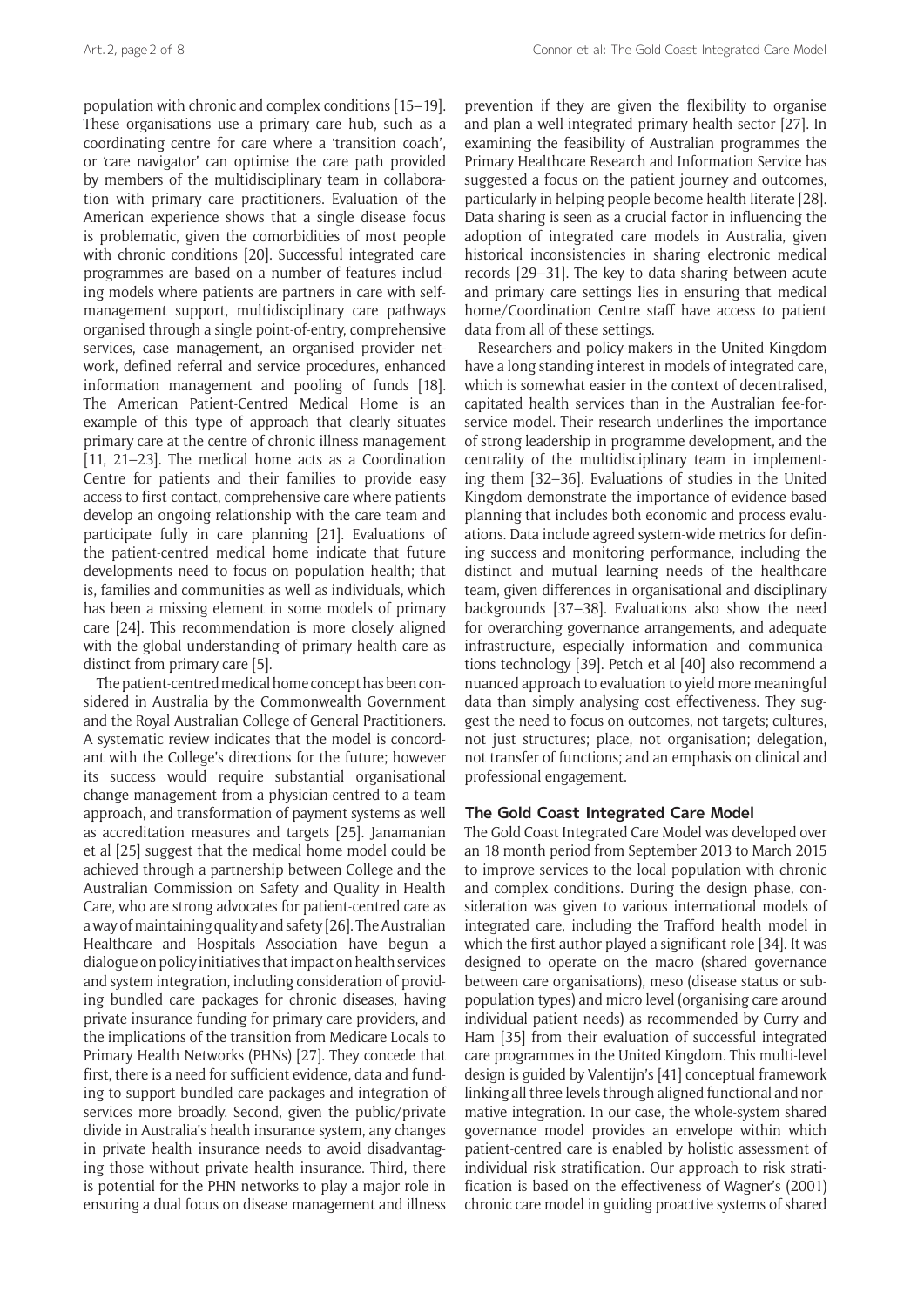population with chronic and complex conditions [15–19]. These organisations use a primary care hub, such as a coordinating centre for care where a 'transition coach', or 'care navigator' can optimise the care path provided by members of the multidisciplinary team in collaboration with primary care practitioners. Evaluation of the American experience shows that a single disease focus is problematic, given the comorbidities of most people with chronic conditions [20]. Successful integrated care programmes are based on a number of features including models where patients are partners in care with self-management support, multidisciplinary care pathways organised through a single point-of-entry, comprehensive services, case management, an organised provider network, defined referral and service procedures, enhanced information management and pooling of funds [18]. The American Patient-Centred Medical Home is an example of this type of approach that clearly situates primary care at the centre of chronic illness management [11, 21–23]. The medical home acts as a Coordination Centre for patients and their families to provide easy access to first-contact, comprehensive care where patients develop an ongoing relationship with the care team and participate fully in care planning [21]. Evaluations of the patient-centred medical home indicate that future developments need to focus on population health; that is, families and communities as well as individuals, which has been a missing element in some models of primary care [24]. This recommendation is more closely aligned with the global understanding of primary health care as distinct from primary care [5].

The patient-centred medical home concept has been considered in Australia by the Commonwealth Government and the Royal Australian College of General Practitioners. A systematic review indicates that the model is concordant with the College's directions for the future; however its success would require substantial organisational change management from a physician-centred to a team approach, and transformation of payment systems as well as accreditation measures and targets [25]. Janamanian et al [25] suggest that the medical home model could be achieved through a partnership between College and the Australian Commission on Safety and Quality in Health Care, who are strong advocates for patient-centred care as a way of maintaining quality and safety [26]. The Australian Healthcare and Hospitals Association have begun a dialogue on policy initiatives that impact on health services and system integration, including consideration of providing bundled care packages for chronic diseases, having private insurance funding for primary care providers, and the implications of the transition from Medicare Locals to Primary Health Networks (PHNs) [27]. They concede that first, there is a need for sufficient evidence, data and funding to support bundled care packages and integration of services more broadly. Second, given the public/private divide in Australia's health insurance system, any changes in private health insurance needs to avoid disadvantaging those without private health insurance. Third, there is potential for the PHN networks to play a major role in ensuring a dual focus on disease management and illness prevention if they are given the flexibility to organise and plan a well-integrated primary health sector [27]. In examining the feasibility of Australian programmes the Primary Healthcare Research and Information Service has suggested a focus on the patient journey and outcomes, particularly in helping people become health literate [28]. Data sharing is seen as a crucial factor in influencing the adoption of integrated care models in Australia, given historical inconsistencies in sharing electronic medical records [29–31]. The key to data sharing between acute and primary care settings lies in ensuring that medical home/Coordination Centre staff have access to patient data from all of these settings.

Researchers and policy-makers in the United Kingdom have a long standing interest in models of integrated care, which is somewhat easier in the context of decentralised, capitated health services than in the Australian fee-for-service model. Their research underlines the importance of strong leadership in programme development, and the centrality of the multidisciplinary team in implementing them [32–36]. Evaluations of studies in the United Kingdom demonstrate the importance of evidence-based planning that includes both economic and process evaluations. Data include agreed system-wide metrics for defining success and monitoring performance, including the distinct and mutual learning needs of the healthcare team, given differences in organisational and disciplinary backgrounds [37–38]. Evaluations also show the need for overarching governance arrangements, and adequate infrastructure, especially information and communications technology [39]. Petch et al [40] also recommend a nuanced approach to evaluation to yield more meaningful data than simply analysing cost effectiveness. They suggest the need to focus on outcomes, not targets; cultures, not just structures; place, not organisation; delegation, not transfer of functions; and an emphasis on clinical and professional engagement.

## The Gold Coast Integrated Care Model

The Gold Coast Integrated Care Model was developed over an 18 month period from September 2013 to March 2015 to improve services to the local population with chronic and complex conditions. During the design phase, consideration was given to various international models of integrated care, including the Trafford health model in which the first author played a significant role [34]. It was designed to operate on the macro (shared governance between care organisations), meso (disease status or sub-population types) and micro level (organising care around individual patient needs) as recommended by Curry and Ham [35] from their evaluation of successful integrated care programmes in the United Kingdom. This multi-level design is guided by Valentijn's [41] conceptual framework linking all three levels through aligned functional and normative integration. In our case, the whole-system shared governance model provides an envelope within which patient-centred care is enabled by holistic assessment of individual risk stratification. Our approach to risk stratification is based on the effectiveness of Wagner's (2001) chronic care model in guiding proactive systems of shared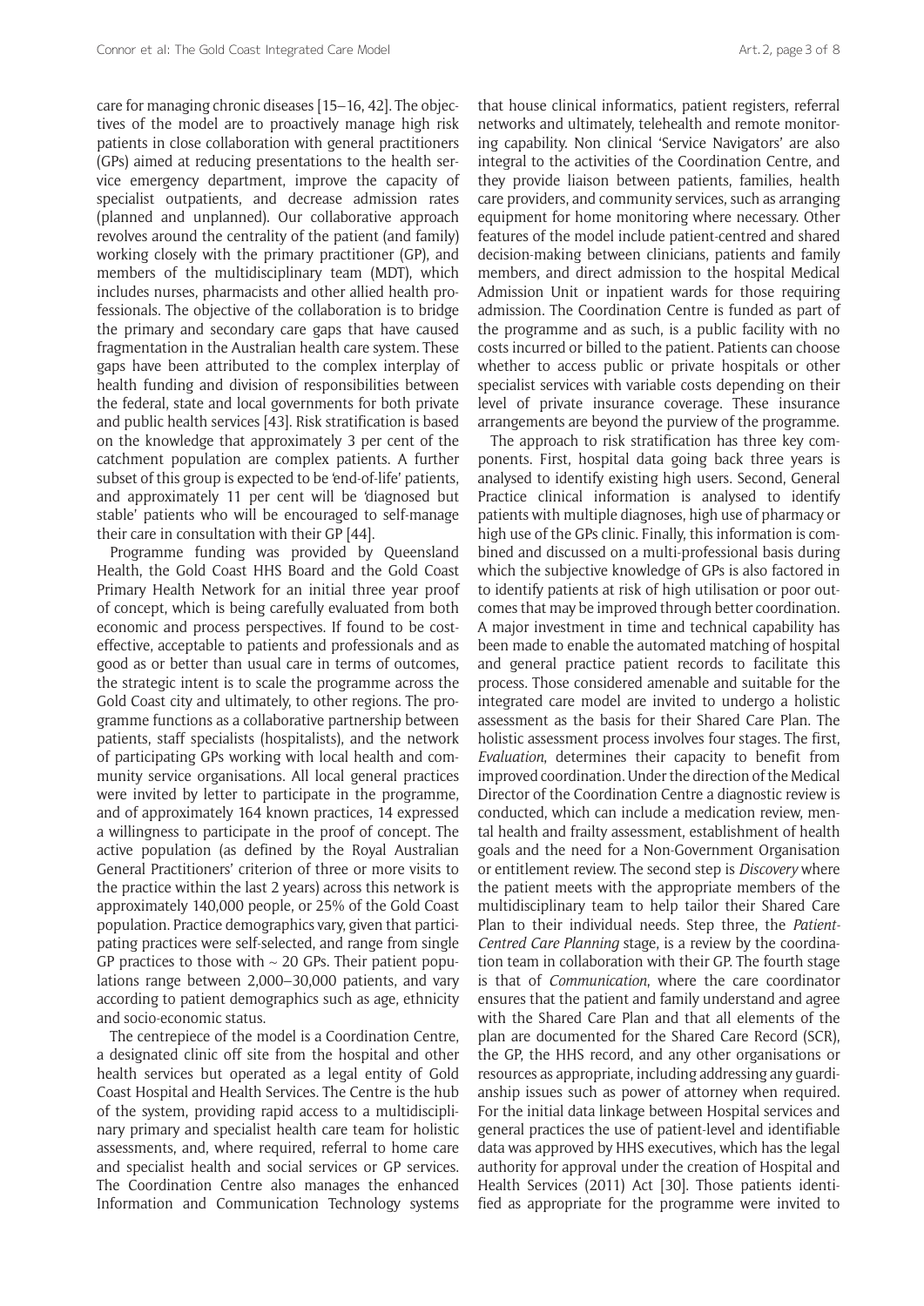care for managing chronic diseases [15–16, 42]. The objectives of the model are to proactively manage high risk patients in close collaboration with general practitioners (GPs) aimed at reducing presentations to the health service emergency department, improve the capacity of specialist outpatients, and decrease admission rates (planned and unplanned). Our collaborative approach revolves around the centrality of the patient (and family) working closely with the primary practitioner (GP), and members of the multidisciplinary team (MDT), which includes nurses, pharmacists and other allied health professionals. The objective of the collaboration is to bridge the primary and secondary care gaps that have caused fragmentation in the Australian health care system. These gaps have been attributed to the complex interplay of health funding and division of responsibilities between the federal, state and local governments for both private and public health services [43]. Risk stratification is based on the knowledge that approximately 3 per cent of the catchment population are complex patients. A further subset of this group is expected to be 'end-of-life' patients, and approximately 11 per cent will be 'diagnosed but stable' patients who will be encouraged to self-manage their care in consultation with their GP [44].

Programme funding was provided by Queensland Health, the Gold Coast HHS Board and the Gold Coast Primary Health Network for an initial three year proof of concept, which is being carefully evaluated from both economic and process perspectives. If found to be cost-effective, acceptable to patients and professionals and as good as or better than usual care in terms of outcomes, the strategic intent is to scale the programme across the Gold Coast city and ultimately, to other regions. The programme functions as a collaborative partnership between patients, staff specialists (hospitalists), and the network of participating GPs working with local health and community service organisations. All local general practices were invited by letter to participate in the programme, and of approximately 164 known practices, 14 expressed a willingness to participate in the proof of concept. The active population (as defined by the Royal Australian General Practitioners' criterion of three or more visits to the practice within the last 2 years) across this network is approximately 140,000 people, or 25% of the Gold Coast population. Practice demographics vary, given that participating practices were self-selected, and range from single GP practices to those with ~ 20 GPs. Their patient populations range between 2,000–30,000 patients, and vary according to patient demographics such as age, ethnicity and socio-economic status.

The centrepiece of the model is a Coordination Centre, a designated clinic off site from the hospital and other health services but operated as a legal entity of Gold Coast Hospital and Health Services. The Centre is the hub of the system, providing rapid access to a multidisciplinary primary and specialist health care team for holistic assessments, and, where required, referral to home care and specialist health and social services or GP services. The Coordination Centre also manages the enhanced Information and Communication Technology systems that house clinical informatics, patient registers, referral networks and ultimately, telehealth and remote monitoring capability. Non clinical 'Service Navigators' are also integral to the activities of the Coordination Centre, and they provide liaison between patients, families, health care providers, and community services, such as arranging equipment for home monitoring where necessary. Other features of the model include patient-centred and shared decision-making between clinicians, patients and family members, and direct admission to the hospital Medical Admission Unit or inpatient wards for those requiring admission. The Coordination Centre is funded as part of the programme and as such, is a public facility with no costs incurred or billed to the patient. Patients can choose whether to access public or private hospitals or other specialist services with variable costs depending on their level of private insurance coverage. These insurance arrangements are beyond the purview of the programme.

The approach to risk stratification has three key components. First, hospital data going back three years is analysed to identify existing high users. Second, General Practice clinical information is analysed to identify patients with multiple diagnoses, high use of pharmacy or high use of the GPs clinic. Finally, this information is combined and discussed on a multi-professional basis during which the subjective knowledge of GPs is also factored in to identify patients at risk of high utilisation or poor outcomes that may be improved through better coordination. A major investment in time and technical capability has been made to enable the automated matching of hospital and general practice patient records to facilitate this process. Those considered amenable and suitable for the integrated care model are invited to undergo a holistic assessment as the basis for their Shared Care Plan. The holistic assessment process involves four stages. The first, *Evaluation*, determines their capacity to benefit from improved coordination. Under the direction of the Medical Director of the Coordination Centre a diagnostic review is conducted, which can include a medication review, mental health and frailty assessment, establishment of health goals and the need for a Non-Government Organisation or entitlement review. The second step is *Discovery* where the patient meets with the appropriate members of the multidisciplinary team to help tailor their Shared Care Plan to their individual needs. Step three, the *Patient-Centred Care Planning* stage, is a review by the coordination team in collaboration with their GP. The fourth stage is that of *Communication*, where the care coordinator ensures that the patient and family understand and agree with the Shared Care Plan and that all elements of the plan are documented for the Shared Care Record (SCR), the GP, the HHS record, and any other organisations or resources as appropriate, including addressing any guardianship issues such as power of attorney when required. For the initial data linkage between Hospital services and general practices the use of patient-level and identifiable data was approved by HHS executives, which has the legal authority for approval under the creation of Hospital and Health Services (2011) Act [30]. Those patients identified as appropriate for the programme were invited to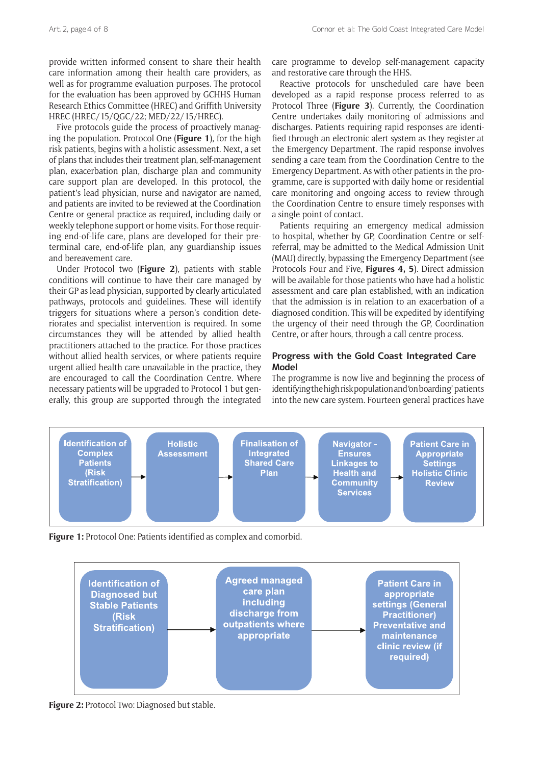provide written informed consent to share their health care information among their health care providers, as well as for programme evaluation purposes. The protocol for the evaluation has been approved by GCHHS Human Research Ethics Committee (HREC) and Griffith University HREC (HREC/15/QGC/22; MED/22/15/HREC).

Five protocols guide the process of proactively managing the population. Protocol One (**Figure 1**), for the high risk patients, begins with a holistic assessment. Next, a set of plans that includes their treatment plan, self-management plan, exacerbation plan, discharge plan and community care support plan are developed. In this protocol, the patient's lead physician, nurse and navigator are named, and patients are invited to be reviewed at the Coordination Centre or general practice as required, including daily or weekly telephone support or home visits. For those requiring end-of-life care, plans are developed for their pre-terminal care, end-of-life plan, any guardianship issues and bereavement care.

Under Protocol two (**Figure 2**), patients with stable conditions will continue to have their care managed by their GP as lead physician, supported by clearly articulated pathways, protocols and guidelines. These will identify triggers for situations where a person's condition deteriorates and specialist intervention is required. In some circumstances they will be attended by allied health practitioners attached to the practice. For those practices without allied health services, or where patients require urgent allied health care unavailable in the practice, they are encouraged to call the Coordination Centre. Where necessary patients will be upgraded to Protocol 1 but generally, this group are supported through the integrated care programme to develop self-management capacity and restorative care through the HHS.

Reactive protocols for unscheduled care have been developed as a rapid response process referred to as Protocol Three (**Figure 3**). Currently, the Coordination Centre undertakes daily monitoring of admissions and discharges. Patients requiring rapid responses are identified through an electronic alert system as they register at the Emergency Department. The rapid response involves sending a care team from the Coordination Centre to the Emergency Department. As with other patients in the programme, care is supported with daily home or residential care monitoring and ongoing access to review through the Coordination Centre to ensure timely responses with a single point of contact.

Patients requiring an emergency medical admission to hospital, whether by GP, Coordination Centre or self-referral, may be admitted to the Medical Admission Unit (MAU) directly, bypassing the Emergency Department (see Protocols Four and Five, **Figures 4, 5**). Direct admission will be available for those patients who have had a holistic assessment and care plan established, with an indication that the admission is in relation to an exacerbation of a diagnosed condition. This will be expedited by identifying the urgency of their need through the GP, Coordination Centre, or after hours, through a call centre process.

## Progress with the Gold Coast Integrated Care Model

The programme is now live and beginning the process of identifying the high risk population and 'on boarding' patients into the new care system. Fourteen general practices have

Identification of Complex Patients (Risk Stratification) → Holistic Assessment → Finalisation of Integrated Shared Care Plan → Navigator - Ensures Linkages to Health and Community Services → Patient Care in Appropriate Settings Holistic Clinic Review

**Figure 1:** Protocol One: Patients identified as complex and comorbid.

Identification of Diagnosed but Stable Patients (Risk Stratification) → Agreed managed care plan including discharge from outpatients where appropriate → Patient Care in appropriate settings (General Practitioner) Preventative and maintenance clinic review (if required)

**Figure 2:** Protocol Two: Diagnosed but stable.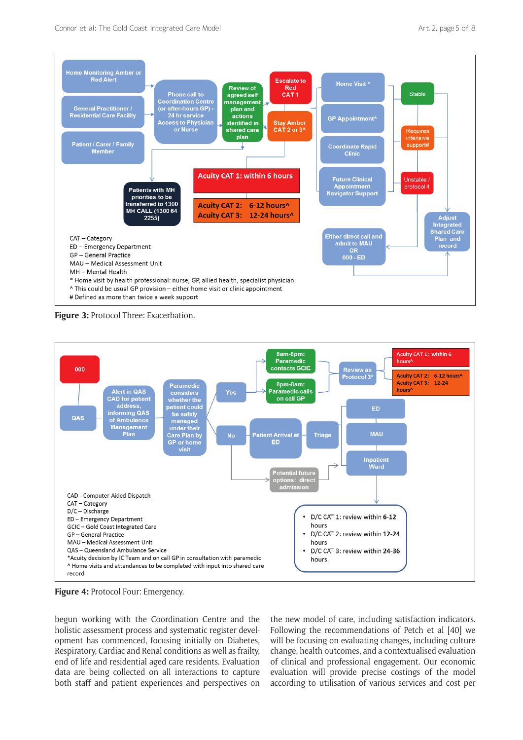**Figure 3:** Protocol Three: Exacerbation.

**Figure 4:** Protocol Four: Emergency.

begun working with the Coordination Centre and the holistic assessment process and systematic register development has commenced, focusing initially on Diabetes, Respiratory, Cardiac and Renal conditions as well as frailty, end of life and residential aged care residents. Evaluation data are being collected on all interactions to capture both staff and patient experiences and perspectives on the new model of care, including satisfaction indicators. Following the recommendations of Petch et al [40] we will be focusing on evaluating changes, including culture change, health outcomes, and a contextualised evaluation of clinical and professional engagement. Our economic evaluation will provide precise costings of the model according to utilisation of various services and cost per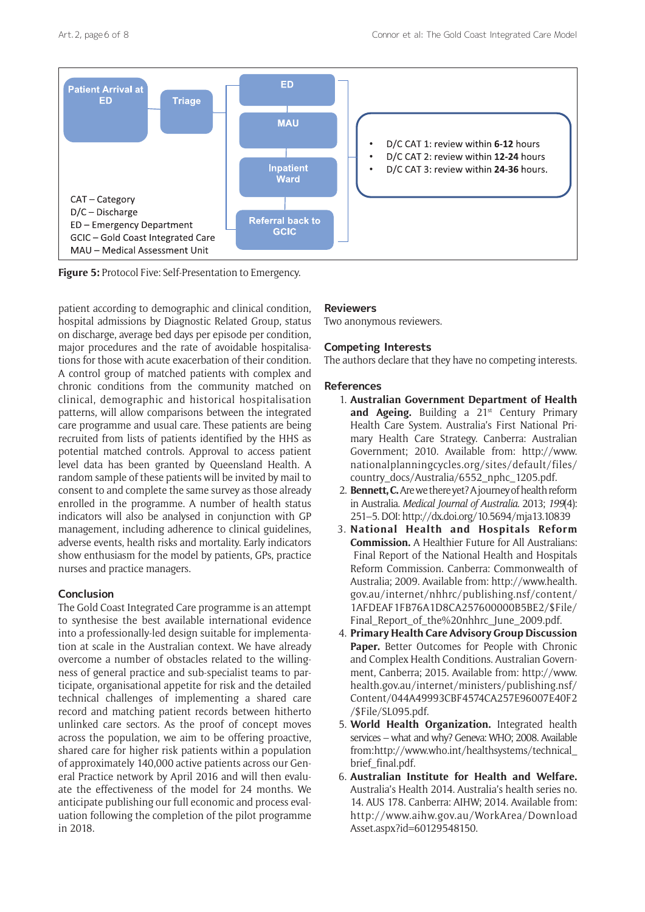Patient Arrival at ED

Triage

ED

MAU

Inpatient Ward

Referral back to GCIC

- D/C CAT 1: review within **6-12** hours
- D/C CAT 2: review within **12-24** hours
- D/C CAT 3: review within **24-36** hours.

CAT – Category
D/C – Discharge
ED – Emergency Department
GCIC – Gold Coast Integrated Care
MAU – Medical Assessment Unit

**Figure 5:** Protocol Five: Self-Presentation to Emergency.

patient according to demographic and clinical condition, hospital admissions by Diagnostic Related Group, status on discharge, average bed days per episode per condition, major procedures and the rate of avoidable hospitalisations for those with acute exacerbation of their condition. A control group of matched patients with complex and chronic conditions from the community matched on clinical, demographic and historical hospitalisation patterns, will allow comparisons between the integrated care programme and usual care. These patients are being recruited from lists of patients identified by the HHS as potential matched controls. Approval to access patient level data has been granted by Queensland Health. A random sample of these patients will be invited by mail to consent to and complete the same survey as those already enrolled in the programme. A number of health status indicators will also be analysed in conjunction with GP management, including adherence to clinical guidelines, adverse events, health risks and mortality. Early indicators show enthusiasm for the model by patients, GPs, practice nurses and practice managers.

## Conclusion

The Gold Coast Integrated Care programme is an attempt to synthesise the best available international evidence into a professionally-led design suitable for implementation at scale in the Australian context. We have already overcome a number of obstacles related to the willingness of general practice and sub-specialist teams to participate, organisational appetite for risk and the detailed technical challenges of implementing a shared care record and matching patient records between hitherto unlinked care sectors. As the proof of concept moves across the population, we aim to be offering proactive, shared care for higher risk patients within a population of approximately 140,000 active patients across our General Practice network by April 2016 and will then evaluate the effectiveness of the model for 24 months. We anticipate publishing our full economic and process evaluation following the completion of the pilot programme in 2018.

## Reviewers

Two anonymous reviewers.

## Competing Interests

The authors declare that they have no competing interests.

## References

1. **Australian Government Department of Health and Ageing.** Building a 21st Century Primary Health Care System. Australia's First National Primary Health Care Strategy. Canberra: Australian Government; 2010. Available from: http://www.nationalplanningcycles.org/sites/default/files/country_docs/Australia/6552_nphc_1205.pdf.
2. **Bennett, C.** Are we there yet? A journey of health reform in Australia. *Medical Journal of Australia.* 2013; *199*(4): 251–5. DOI: http://dx.doi.org/10.5694/mja13.10839
3. **National Health and Hospitals Reform Commission.** A Healthier Future for All Australians: Final Report of the National Health and Hospitals Reform Commission. Canberra: Commonwealth of Australia; 2009. Available from: http://www.health.gov.au/internet/nhhrc/publishing.nsf/content/1AFDEAF1FB76A1D8CA257600000B5BE2/$File/Final_Report_of_the%20nhhrc_June_2009.pdf.
4. **Primary Health Care Advisory Group Discussion Paper.** Better Outcomes for People with Chronic and Complex Health Conditions. Australian Government, Canberra; 2015. Available from: http://www.health.gov.au/internet/ministers/publishing.nsf/Content/044A49993CBF4574CA257E96007E40F2/$File/SL095.pdf.
5. **World Health Organization.** Integrated health services – what and why? Geneva: WHO; 2008. Available from:http://www.who.int/healthsystems/technical_brief_final.pdf.
6. **Australian Institute for Health and Welfare.** Australia's Health 2014. Australia's health series no. 14. AUS 178. Canberra: AIHW; 2014. Available from: http://www.aihw.gov.au/WorkArea/DownloadAsset.aspx?id=60129548150.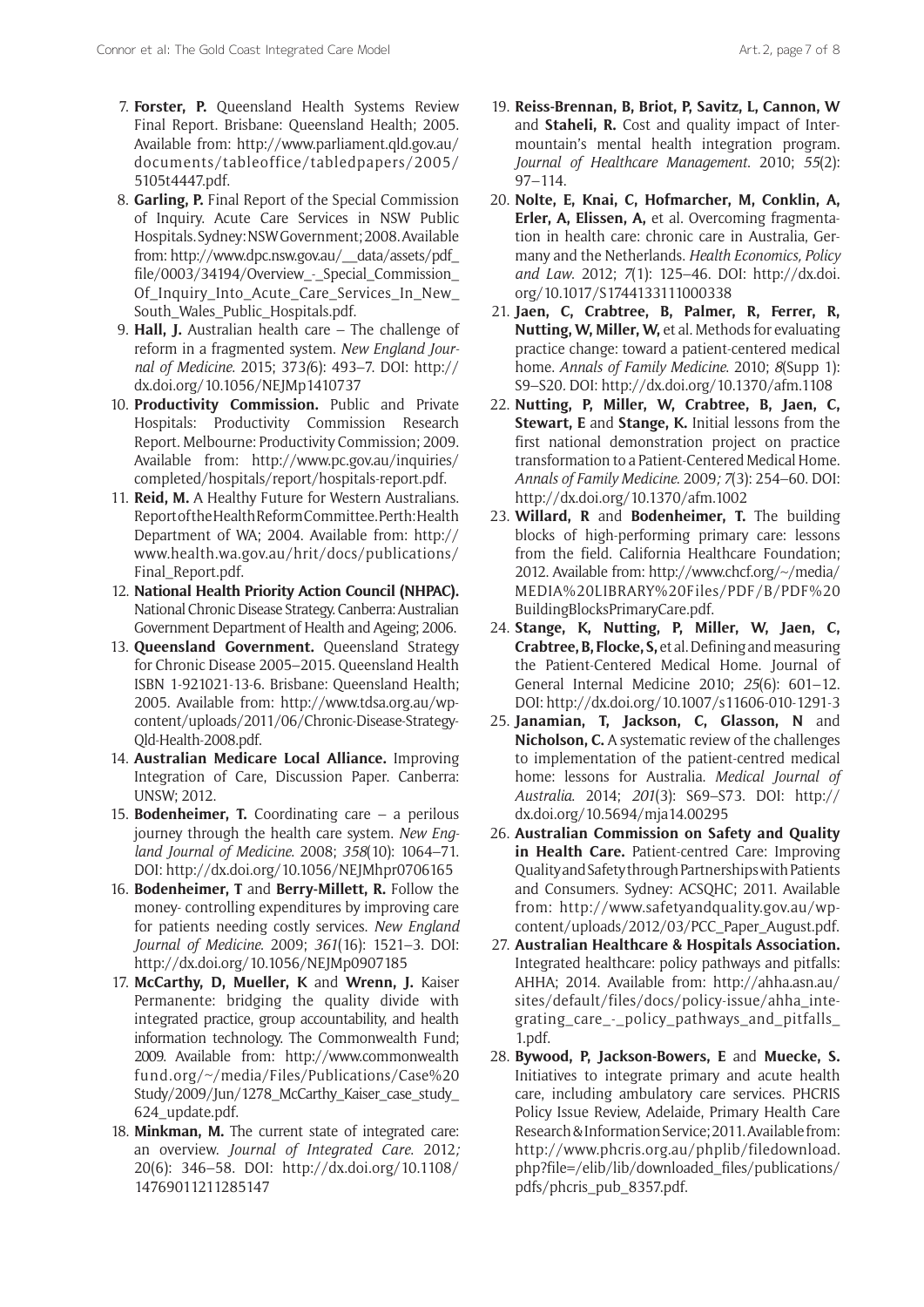7. **Forster, P.** Queensland Health Systems Review Final Report. Brisbane: Queensland Health; 2005. Available from: http://www.parliament.qld.gov.au/documents/tableoffice/tabledpapers/2005/5105t4447.pdf.
8. **Garling, P.** Final Report of the Special Commission of Inquiry. Acute Care Services in NSW Public Hospitals. Sydney: NSW Government; 2008. Available from: http://www.dpc.nsw.gov.au/__data/assets/pdf_file/0003/34194/Overview_-_Special_Commission_Of_Inquiry_Into_Acute_Care_Services_In_New_South_Wales_Public_Hospitals.pdf.
9. **Hall, J.** Australian health care – The challenge of reform in a fragmented system. *New England Journal of Medicine*. 2015; 373*(*6): 493–7. DOI: http://dx.doi.org/10.1056/NEJMp1410737
10. **Productivity Commission.** Public and Private Hospitals: Productivity Commission Research Report. Melbourne: Productivity Commission; 2009. Available from: http://www.pc.gov.au/inquiries/completed/hospitals/report/hospitals-report.pdf.
11. **Reid, M.** A Healthy Future for Western Australians. Report of the Health Reform Committee. Perth: Health Department of WA; 2004. Available from: http://www.health.wa.gov.au/hrit/docs/publications/Final_Report.pdf.
12. **National Health Priority Action Council (NHPAC).** National Chronic Disease Strategy. Canberra: Australian Government Department of Health and Ageing; 2006.
13. **Queensland Government.** Queensland Strategy for Chronic Disease 2005–2015. Queensland Health ISBN 1-921021-13-6. Brisbane: Queensland Health; 2005. Available from: http://www.tdsa.org.au/wp-content/uploads/2011/06/Chronic-Disease-Strategy-Qld-Health-2008.pdf.
14. **Australian Medicare Local Alliance.** Improving Integration of Care, Discussion Paper. Canberra: UNSW; 2012.
15. **Bodenheimer, T.** Coordinating care – a perilous journey through the health care system. *New England Journal of Medicine*. 2008; *358*(10): 1064–71. DOI: http://dx.doi.org/10.1056/NEJMhpr0706165
16. **Bodenheimer, T** and **Berry-Millett, R.** Follow the money- controlling expenditures by improving care for patients needing costly services. *New England Journal of Medicine*. 2009; *361*(16): 1521–3. DOI: http://dx.doi.org/10.1056/NEJMp0907185
17. **McCarthy, D, Mueller, K** and **Wrenn, J.** Kaiser Permanente: bridging the quality divide with integrated practice, group accountability, and health information technology. The Commonwealth Fund; 2009. Available from: http://www.commonwealthfund.org/~/media/Files/Publications/Case%20Study/2009/Jun/1278_McCarthy_Kaiser_case_study_624_update.pdf.
18. **Minkman, M.** The current state of integrated care: an overview. *Journal of Integrated Care*. 2012*;* 20(6): 346–58. DOI: http://dx.doi.org/10.1108/14769011211285147
19. **Reiss-Brennan, B, Briot, P, Savitz, L, Cannon, W** and **Staheli, R.** Cost and quality impact of Intermountain's mental health integration program. *Journal of Healthcare Management*. 2010; *55*(2): 97–114.
20. **Nolte, E, Knai, C, Hofmarcher, M, Conklin, A, Erler, A, Elissen, A,** et al. Overcoming fragmentation in health care: chronic care in Australia, Germany and the Netherlands. *Health Economics, Policy and Law*. 2012; *7*(1): 125–46. DOI: http://dx.doi.org/10.1017/S1744133111000338
21. **Jaen, C, Crabtree, B, Palmer, R, Ferrer, R, Nutting, W, Miller, W,** et al. Methods for evaluating practice change: toward a patient-centered medical home. *Annals of Family Medicine*. 2010; *8*(Supp 1): S9–S20. DOI: http://dx.doi.org/10.1370/afm.1108
22. **Nutting, P, Miller, W, Crabtree, B, Jaen, C, Stewart, E** and **Stange, K.** Initial lessons from the first national demonstration project on practice transformation to a Patient-Centered Medical Home. *Annals of Family Medicine*. 2009*; 7*(3): 254–60. DOI: http://dx.doi.org/10.1370/afm.1002
23. **Willard, R** and **Bodenheimer, T.** The building blocks of high-performing primary care: lessons from the field. California Healthcare Foundation; 2012. Available from: http://www.chcf.org/~/media/MEDIA%20LIBRARY%20Files/PDF/B/PDF%20BuildingBlocksPrimaryCare.pdf.
24. **Stange, K, Nutting, P, Miller, W, Jaen, C, Crabtree, B, Flocke, S,** et al. Defining and measuring the Patient-Centered Medical Home. Journal of General Internal Medicine 2010; *25*(6): 601–12. DOI: http://dx.doi.org/10.1007/s11606-010-1291-3
25. **Janamian, T, Jackson, C, Glasson, N** and **Nicholson, C.** A systematic review of the challenges to implementation of the patient-centred medical home: lessons for Australia. *Medical Journal of Australia*. 2014; *201*(3): S69–S73. DOI: http://dx.doi.org/10.5694/mja14.00295
26. **Australian Commission on Safety and Quality in Health Care.** Patient-centred Care: Improving Quality and Safety through Partnerships with Patients and Consumers. Sydney: ACSQHC; 2011. Available from: http://www.safetyandquality.gov.au/wp-content/uploads/2012/03/PCC_Paper_August.pdf.
27. **Australian Healthcare & Hospitals Association.** Integrated healthcare: policy pathways and pitfalls: AHHA; 2014. Available from: http://ahha.asn.au/sites/default/files/docs/policy-issue/ahha_integrating_care_-_policy_pathways_and_pitfalls_1.pdf.
28. **Bywood, P, Jackson-Bowers, E** and **Muecke, S.** Initiatives to integrate primary and acute health care, including ambulatory care services. PHCRIS Policy Issue Review, Adelaide, Primary Health Care Research & Information Service; 2011. Available from: http://www.phcris.org.au/phplib/filedownload.php?file=/elib/lib/downloaded_files/publications/pdfs/phcris_pub_8357.pdf.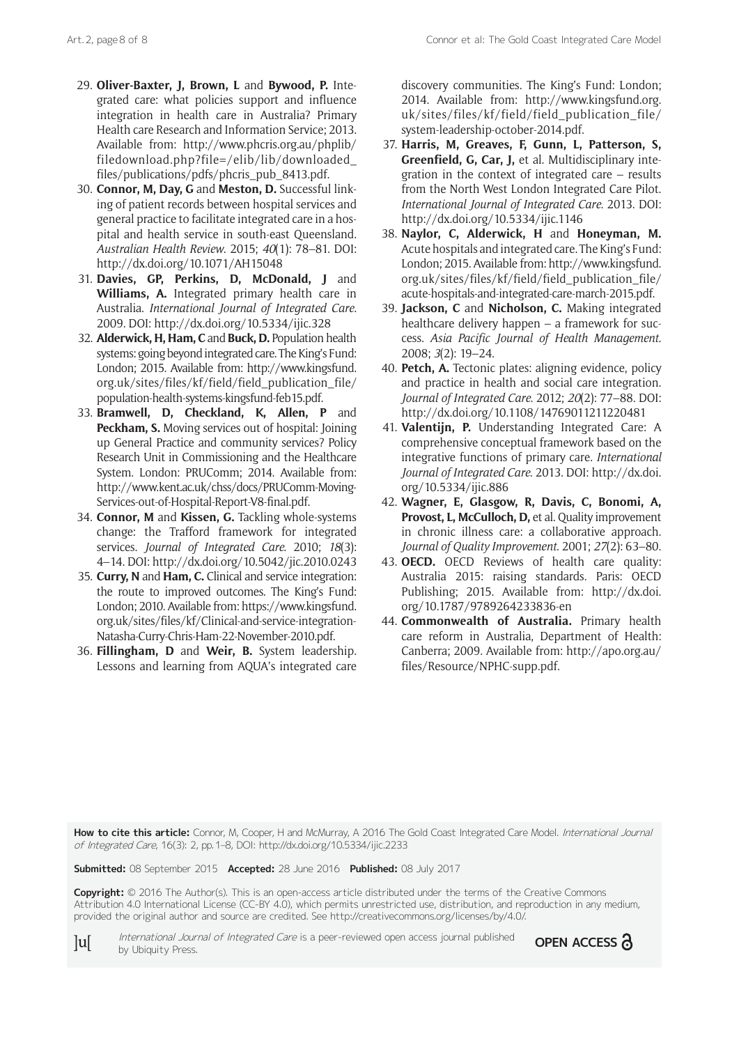29. **Oliver-Baxter, J, Brown, L** and **Bywood, P.** Integrated care: what policies support and influence integration in health care in Australia? Primary Health care Research and Information Service; 2013. Available from: http://www.phcris.org.au/phplib/filedownload.php?file=/elib/lib/downloaded_files/publications/pdfs/phcris_pub_8413.pdf.
30. **Connor, M, Day, G** and **Meston, D.** Successful linking of patient records between hospital services and general practice to facilitate integrated care in a hospital and health service in south-east Queensland. *Australian Health Review*. 2015; *40*(1): 78–81. DOI: http://dx.doi.org/10.1071/AH15048
31. **Davies, GP, Perkins, D, McDonald, J** and **Williams, A.** Integrated primary health care in Australia. *International Journal of Integrated Care*. 2009. DOI: http://dx.doi.org/10.5334/ijic.328
32. **Alderwick, H, Ham, C** and **Buck, D.** Population health systems: going beyond integrated care. The King's Fund: London; 2015. Available from: http://www.kingsfund.org.uk/sites/files/kf/field/field_publication_file/population-health-systems-kingsfund-feb15.pdf.
33. **Bramwell, D, Checkland, K, Allen, P** and **Peckham, S.** Moving services out of hospital: Joining up General Practice and community services? Policy Research Unit in Commissioning and the Healthcare System. London: PRUComm; 2014. Available from: http://www.kent.ac.uk/chss/docs/PRUComm-Moving-Services-out-of-Hospital-Report-V8-final.pdf.
34. **Connor, M** and **Kissen, G.** Tackling whole-systems change: the Trafford framework for integrated services. *Journal of Integrated Care*. 2010; *18*(3): 4–14. DOI: http://dx.doi.org/10.5042/jic.2010.0243
35. **Curry, N** and **Ham, C.** Clinical and service integration: the route to improved outcomes. The King's Fund: London; 2010. Available from: https://www.kingsfund.org.uk/sites/files/kf/Clinical-and-service-integration-Natasha-Curry-Chris-Ham-22-November-2010.pdf.
36. **Fillingham, D** and **Weir, B.** System leadership. Lessons and learning from AQUA's integrated care discovery communities. The King's Fund: London; 2014. Available from: http://www.kingsfund.org.uk/sites/files/kf/field/field_publication_file/system-leadership-october-2014.pdf.
37. **Harris, M, Greaves, F, Gunn, L, Patterson, S, Greenfield, G, Car, J,** et al. Multidisciplinary integration in the context of integrated care – results from the North West London Integrated Care Pilot. *International Journal of Integrated Care*. 2013. DOI: http://dx.doi.org/10.5334/ijic.1146
38. **Naylor, C, Alderwick, H** and **Honeyman, M.** Acute hospitals and integrated care. The King's Fund: London; 2015. Available from: http://www.kingsfund.org.uk/sites/files/kf/field/field_publication_file/acute-hospitals-and-integrated-care-march-2015.pdf.
39. **Jackson, C** and **Nicholson, C.** Making integrated healthcare delivery happen – a framework for success. *Asia Pacific Journal of Health Management*. 2008; *3*(2): 19–24.
40. **Petch, A.** Tectonic plates: aligning evidence, policy and practice in health and social care integration. *Journal of Integrated Care*. 2012; *20*(2): 77–88. DOI: http://dx.doi.org/10.1108/14769011211220481
41. **Valentijn, P.** Understanding Integrated Care: A comprehensive conceptual framework based on the integrative functions of primary care. *International Journal of Integrated Care*. 2013. DOI: http://dx.doi.org/10.5334/ijic.886
42. **Wagner, E, Glasgow, R, Davis, C, Bonomi, A, Provost, L, McCulloch, D,** et al. Quality improvement in chronic illness care: a collaborative approach. *Journal of Quality Improvement*. 2001; *27*(2): 63–80.
43. **OECD.** OECD Reviews of health care quality: Australia 2015: raising standards. Paris: OECD Publishing; 2015. Available from: http://dx.doi.org/10.1787/9789264233836-en
44. **Commonwealth of Australia.** Primary health care reform in Australia, Department of Health: Canberra; 2009. Available from: http://apo.org.au/files/Resource/NPHC-supp.pdf.

**How to cite this article:** Connor, M, Cooper, H and McMurray, A 2016 The Gold Coast Integrated Care Model. *International Journal of Integrated Care*, 16(3): 2, pp. 1–8, DOI: http://dx.doi.org/10.5334/ijic.2233

**Submitted:** 08 September 2015 **Accepted:** 28 June 2016 **Published:** 08 July 2017

**Copyright:** © 2016 The Author(s). This is an open-access article distributed under the terms of the Creative Commons Attribution 4.0 International License (CC-BY 4.0), which permits unrestricted use, distribution, and reproduction in any medium, provided the original author and source are credited. See http://creativecommons.org/licenses/by/4.0/.

*International Journal of Integrated Care* is a peer-reviewed open access journal published by Ubiquity Press. **OPEN ACCESS**